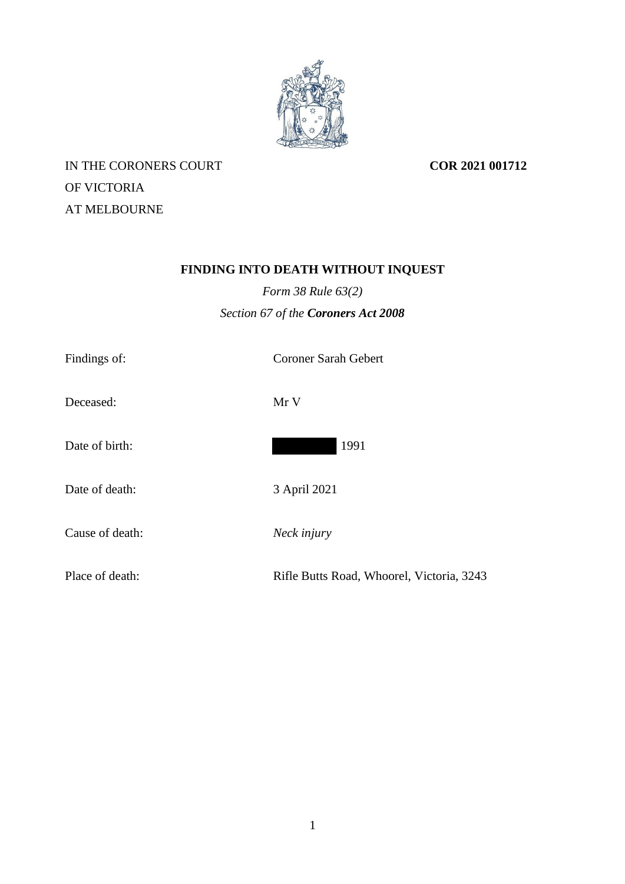IN THE CORONERS COURT
OF VICTORIA
AT MELBOURNE

**COR 2021 001712**

# FINDING INTO DEATH WITHOUT INQUEST

*Form 38 Rule 63(2)*

*Section 67 of the* ***Coroners Act 2008***

| | |
|---|---|
| Findings of: | Coroner Sarah Gebert |
| Deceased: | Mr V |
| Date of birth: | [redacted] 1991 |
| Date of death: | 3 April 2021 |
| Cause of death: | *Neck injury* |
| Place of death: | Rifle Butts Road, Whoorel, Victoria, 3243 |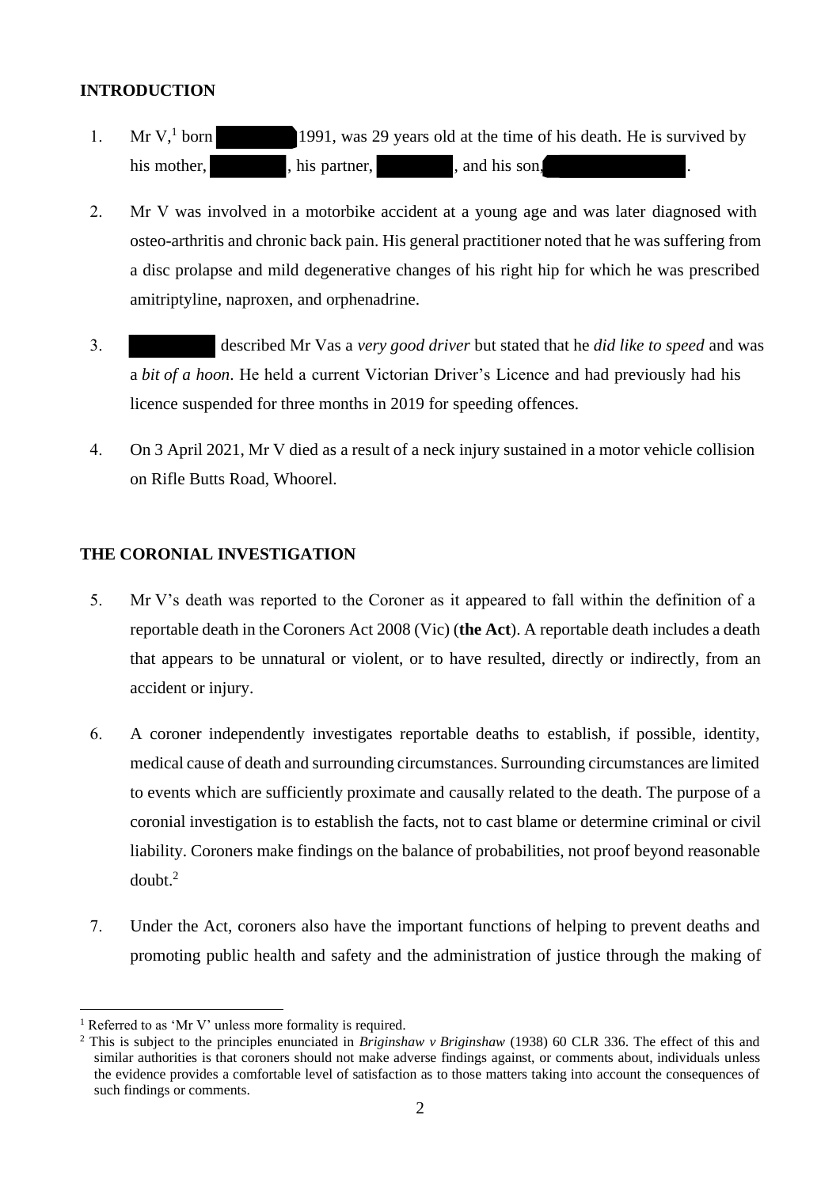## INTRODUCTION

1. Mr V,[1] born ██████ 1991, was 29 years old at the time of his death. He is survived by his mother, ██████, his partner, ██████, and his son, ██████.

2. Mr V was involved in a motorbike accident at a young age and was later diagnosed with osteo-arthritis and chronic back pain. His general practitioner noted that he was suffering from a disc prolapse and mild degenerative changes of his right hip for which he was prescribed amitriptyline, naproxen, and orphenadrine.

3. ██████ described Mr V as a *very good driver* but stated that he *did like to speed* and was a *bit of a hoon*. He held a current Victorian Driver's Licence and had previously had his licence suspended for three months in 2019 for speeding offences.

4. On 3 April 2021, Mr V died as a result of a neck injury sustained in a motor vehicle collision on Rifle Butts Road, Whoorel.

## THE CORONIAL INVESTIGATION

5. Mr V's death was reported to the Coroner as it appeared to fall within the definition of a reportable death in the Coroners Act 2008 (Vic) (**the Act**). A reportable death includes a death that appears to be unnatural or violent, or to have resulted, directly or indirectly, from an accident or injury.

6. A coroner independently investigates reportable deaths to establish, if possible, identity, medical cause of death and surrounding circumstances. Surrounding circumstances are limited to events which are sufficiently proximate and causally related to the death. The purpose of a coronial investigation is to establish the facts, not to cast blame or determine criminal or civil liability. Coroners make findings on the balance of probabilities, not proof beyond reasonable doubt.[2]

7. Under the Act, coroners also have the important functions of helping to prevent deaths and promoting public health and safety and the administration of justice through the making of

---

[1] Referred to as 'Mr V' unless more formality is required.

[2] This is subject to the principles enunciated in *Briginshaw v Briginshaw* (1938) 60 CLR 336. The effect of this and similar authorities is that coroners should not make adverse findings against, or comments about, individuals unless the evidence provides a comfortable level of satisfaction as to those matters taking into account the consequences of such findings or comments.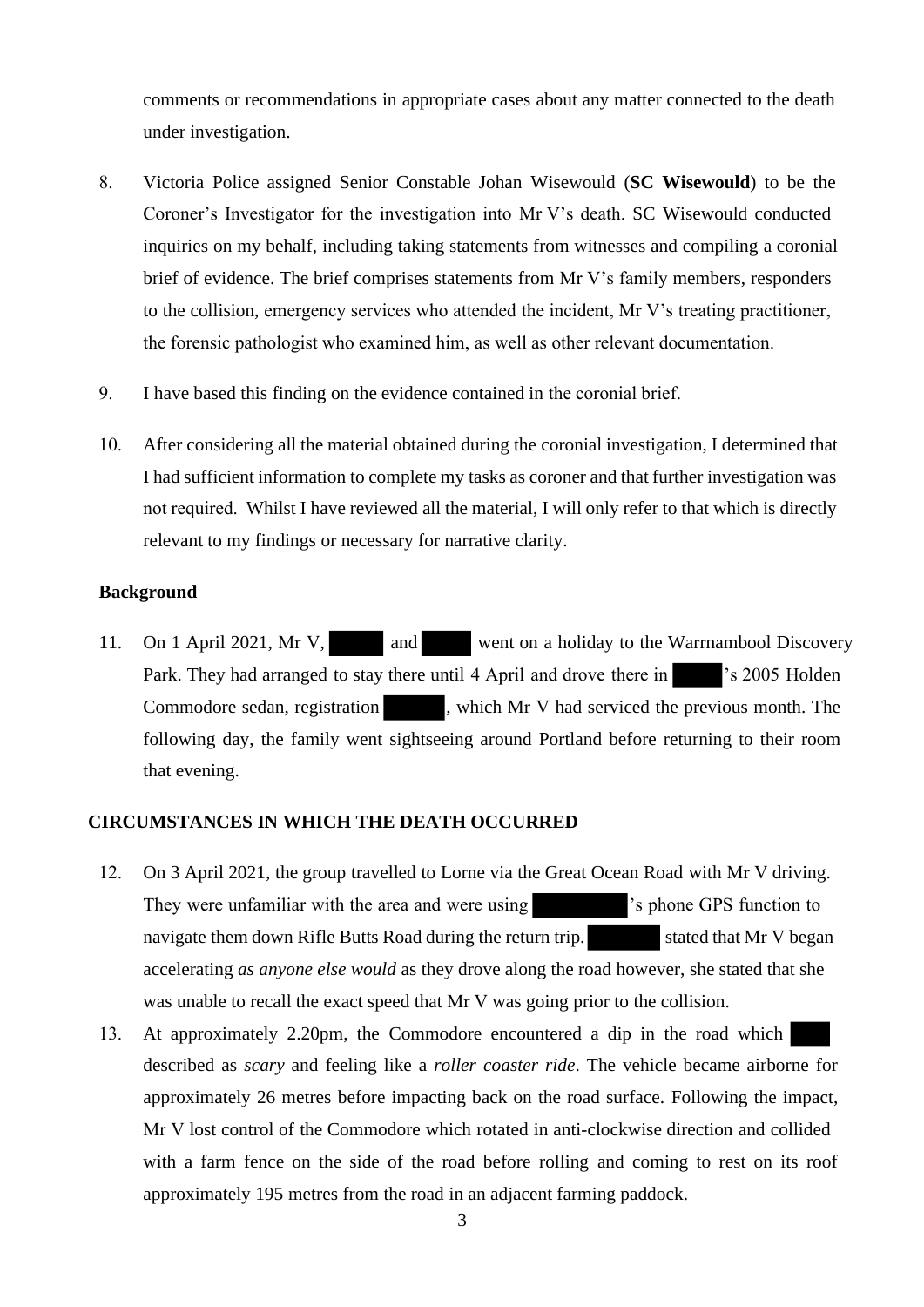comments or recommendations in appropriate cases about any matter connected to the death under investigation.

8. Victoria Police assigned Senior Constable Johan Wisewould (**SC Wisewould**) to be the Coroner's Investigator for the investigation into Mr V's death. SC Wisewould conducted inquiries on my behalf, including taking statements from witnesses and compiling a coronial brief of evidence. The brief comprises statements from Mr V's family members, responders to the collision, emergency services who attended the incident, Mr V's treating practitioner, the forensic pathologist who examined him, as well as other relevant documentation.

9. I have based this finding on the evidence contained in the coronial brief.

10. After considering all the material obtained during the coronial investigation, I determined that I had sufficient information to complete my tasks as coroner and that further investigation was not required. Whilst I have reviewed all the material, I will only refer to that which is directly relevant to my findings or necessary for narrative clarity.

**Background**

11. On 1 April 2021, Mr V, ████ and ████ went on a holiday to the Warrnambool Discovery Park. They had arranged to stay there until 4 April and drove there in ████'s 2005 Holden Commodore sedan, registration █████, which Mr V had serviced the previous month. The following day, the family went sightseeing around Portland before returning to their room that evening.

## CIRCUMSTANCES IN WHICH THE DEATH OCCURRED

12. On 3 April 2021, the group travelled to Lorne via the Great Ocean Road with Mr V driving. They were unfamiliar with the area and were using ████████'s phone GPS function to navigate them down Rifle Butts Road during the return trip. ██████ stated that Mr V began accelerating *as anyone else would* as they drove along the road however, she stated that she was unable to recall the exact speed that Mr V was going prior to the collision.

13. At approximately 2.20pm, the Commodore encountered a dip in the road which ███ described as *scary* and feeling like a *roller coaster ride*. The vehicle became airborne for approximately 26 metres before impacting back on the road surface. Following the impact, Mr V lost control of the Commodore which rotated in anti-clockwise direction and collided with a farm fence on the side of the road before rolling and coming to rest on its roof approximately 195 metres from the road in an adjacent farming paddock.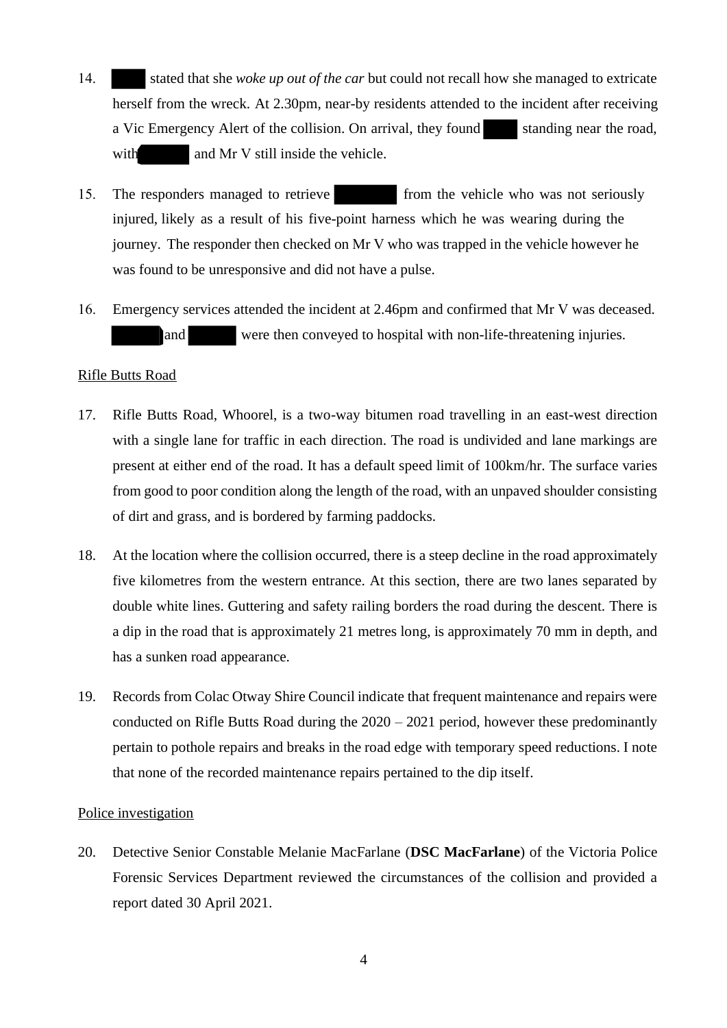14. [REDACTED] stated that she *woke up out of the car* but could not recall how she managed to extricate herself from the wreck. At 2.30pm, near-by residents attended to the incident after receiving a Vic Emergency Alert of the collision. On arrival, they found [REDACTED] standing near the road, with [REDACTED] and Mr V still inside the vehicle.

15. The responders managed to retrieve [REDACTED] from the vehicle who was not seriously injured, likely as a result of his five-point harness which he was wearing during the journey. The responder then checked on Mr V who was trapped in the vehicle however he was found to be unresponsive and did not have a pulse.

16. Emergency services attended the incident at 2.46pm and confirmed that Mr V was deceased. [REDACTED] and [REDACTED] were then conveyed to hospital with non-life-threatening injuries.

<u>Rifle Butts Road</u>

17. Rifle Butts Road, Whoorel, is a two-way bitumen road travelling in an east-west direction with a single lane for traffic in each direction. The road is undivided and lane markings are present at either end of the road. It has a default speed limit of 100km/hr. The surface varies from good to poor condition along the length of the road, with an unpaved shoulder consisting of dirt and grass, and is bordered by farming paddocks.

18. At the location where the collision occurred, there is a steep decline in the road approximately five kilometres from the western entrance. At this section, there are two lanes separated by double white lines. Guttering and safety railing borders the road during the descent. There is a dip in the road that is approximately 21 metres long, is approximately 70 mm in depth, and has a sunken road appearance.

19. Records from Colac Otway Shire Council indicate that frequent maintenance and repairs were conducted on Rifle Butts Road during the 2020 – 2021 period, however these predominantly pertain to pothole repairs and breaks in the road edge with temporary speed reductions. I note that none of the recorded maintenance repairs pertained to the dip itself.

<u>Police investigation</u>

20. Detective Senior Constable Melanie MacFarlane (**DSC MacFarlane**) of the Victoria Police Forensic Services Department reviewed the circumstances of the collision and provided a report dated 30 April 2021.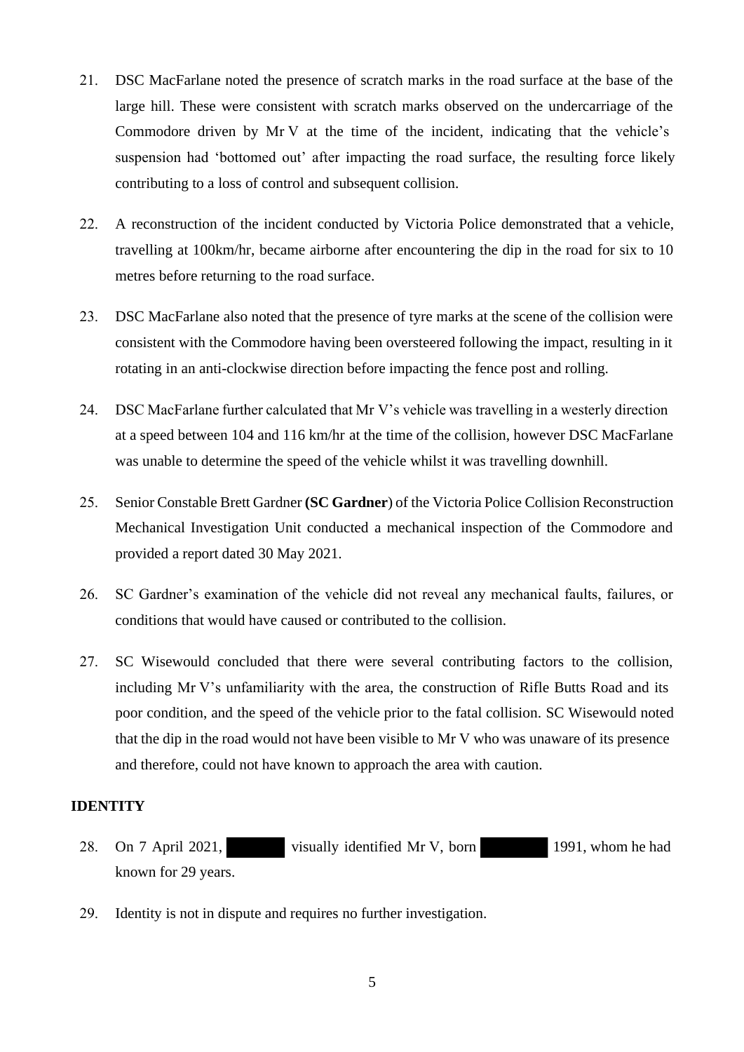21. DSC MacFarlane noted the presence of scratch marks in the road surface at the base of the large hill. These were consistent with scratch marks observed on the undercarriage of the Commodore driven by Mr V at the time of the incident, indicating that the vehicle's suspension had 'bottomed out' after impacting the road surface, the resulting force likely contributing to a loss of control and subsequent collision.

22. A reconstruction of the incident conducted by Victoria Police demonstrated that a vehicle, travelling at 100km/hr, became airborne after encountering the dip in the road for six to 10 metres before returning to the road surface.

23. DSC MacFarlane also noted that the presence of tyre marks at the scene of the collision were consistent with the Commodore having been oversteered following the impact, resulting in it rotating in an anti-clockwise direction before impacting the fence post and rolling.

24. DSC MacFarlane further calculated that Mr V's vehicle was travelling in a westerly direction at a speed between 104 and 116 km/hr at the time of the collision, however DSC MacFarlane was unable to determine the speed of the vehicle whilst it was travelling downhill.

25. Senior Constable Brett Gardner **(SC Gardner**) of the Victoria Police Collision Reconstruction Mechanical Investigation Unit conducted a mechanical inspection of the Commodore and provided a report dated 30 May 2021.

26. SC Gardner's examination of the vehicle did not reveal any mechanical faults, failures, or conditions that would have caused or contributed to the collision.

27. SC Wisewould concluded that there were several contributing factors to the collision, including Mr V's unfamiliarity with the area, the construction of Rifle Butts Road and its poor condition, and the speed of the vehicle prior to the fatal collision. SC Wisewould noted that the dip in the road would not have been visible to Mr V who was unaware of its presence and therefore, could not have known to approach the area with caution.

**IDENTITY**

28. On 7 April 2021, ██████ visually identified Mr V, born ██████ 1991, whom he had known for 29 years.

29. Identity is not in dispute and requires no further investigation.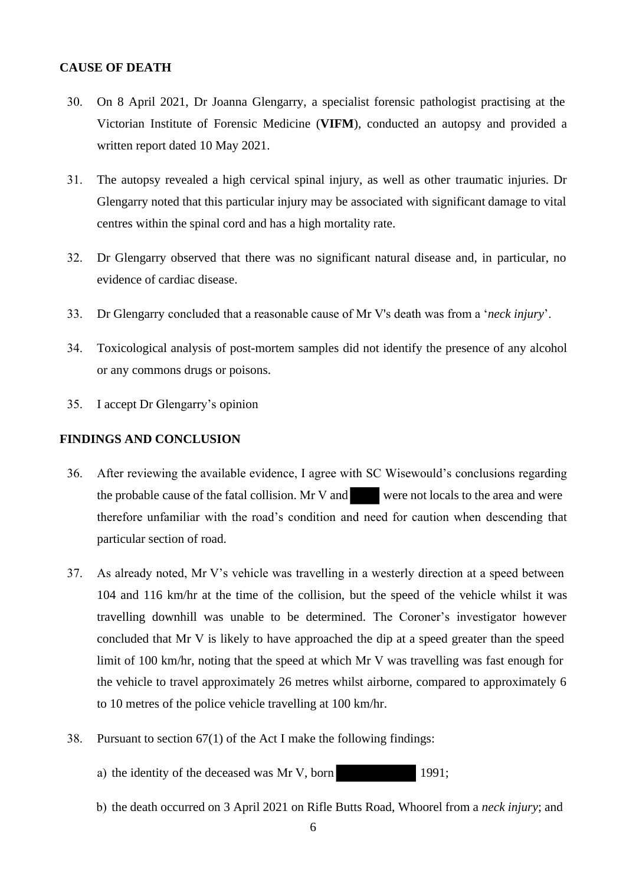**CAUSE OF DEATH**

30. On 8 April 2021, Dr Joanna Glengarry, a specialist forensic pathologist practising at the Victorian Institute of Forensic Medicine (**VIFM**), conducted an autopsy and provided a written report dated 10 May 2021.

31. The autopsy revealed a high cervical spinal injury, as well as other traumatic injuries. Dr Glengarry noted that this particular injury may be associated with significant damage to vital centres within the spinal cord and has a high mortality rate.

32. Dr Glengarry observed that there was no significant natural disease and, in particular, no evidence of cardiac disease.

33. Dr Glengarry concluded that a reasonable cause of Mr V's death was from a '*neck injury*'.

34. Toxicological analysis of post-mortem samples did not identify the presence of any alcohol or any commons drugs or poisons.

35. I accept Dr Glengarry's opinion

**FINDINGS AND CONCLUSION**

36. After reviewing the available evidence, I agree with SC Wisewould's conclusions regarding the probable cause of the fatal collision. Mr V and [REDACTED] were not locals to the area and were therefore unfamiliar with the road's condition and need for caution when descending that particular section of road.

37. As already noted, Mr V's vehicle was travelling in a westerly direction at a speed between 104 and 116 km/hr at the time of the collision, but the speed of the vehicle whilst it was travelling downhill was unable to be determined. The Coroner's investigator however concluded that Mr V is likely to have approached the dip at a speed greater than the speed limit of 100 km/hr, noting that the speed at which Mr V was travelling was fast enough for the vehicle to travel approximately 26 metres whilst airborne, compared to approximately 6 to 10 metres of the police vehicle travelling at 100 km/hr.

38. Pursuant to section 67(1) of the Act I make the following findings:

    a) the identity of the deceased was Mr V, born [REDACTED] 1991;

    b) the death occurred on 3 April 2021 on Rifle Butts Road, Whoorel from a *neck injury*; and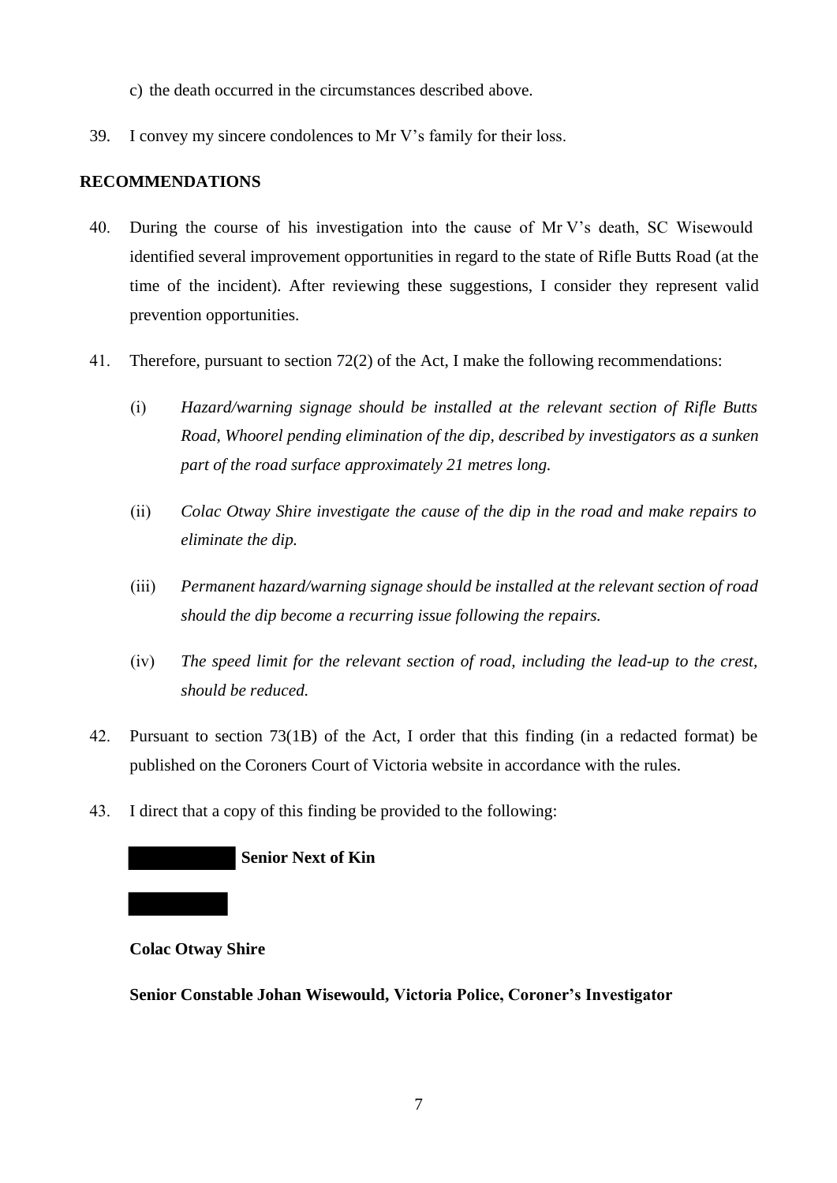c) the death occurred in the circumstances described above.

39. I convey my sincere condolences to Mr V's family for their loss.

## RECOMMENDATIONS

40. During the course of his investigation into the cause of Mr V's death, SC Wisewould identified several improvement opportunities in regard to the state of Rifle Butts Road (at the time of the incident). After reviewing these suggestions, I consider they represent valid prevention opportunities.

41. Therefore, pursuant to section 72(2) of the Act, I make the following recommendations:

    (i) *Hazard/warning signage should be installed at the relevant section of Rifle Butts Road, Whoorel pending elimination of the dip, described by investigators as a sunken part of the road surface approximately 21 metres long.*

    (ii) *Colac Otway Shire investigate the cause of the dip in the road and make repairs to eliminate the dip.*

    (iii) *Permanent hazard/warning signage should be installed at the relevant section of road should the dip become a recurring issue following the repairs.*

    (iv) *The speed limit for the relevant section of road, including the lead-up to the crest, should be reduced.*

42. Pursuant to section 73(1B) of the Act, I order that this finding (in a redacted format) be published on the Coroners Court of Victoria website in accordance with the rules.

43. I direct that a copy of this finding be provided to the following:

    [REDACTED] **Senior Next of Kin**

    [REDACTED]

    **Colac Otway Shire**

    **Senior Constable Johan Wisewould, Victoria Police, Coroner's Investigator**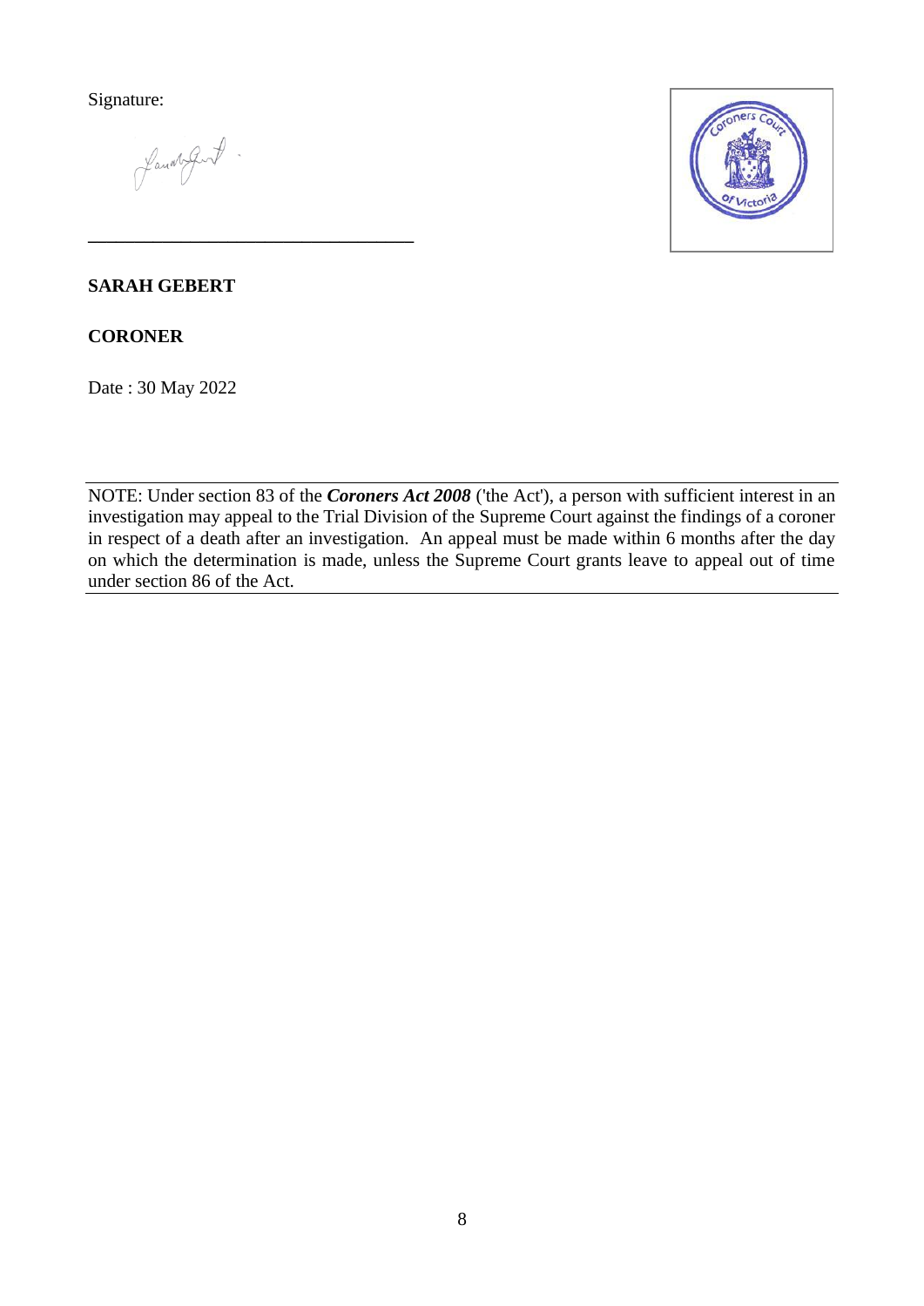Signature:

**SARAH GEBERT**

**CORONER**

Date : 30 May 2022

NOTE: Under section 83 of the ***Coroners Act 2008*** ('the Act'), a person with sufficient interest in an investigation may appeal to the Trial Division of the Supreme Court against the findings of a coroner in respect of a death after an investigation. An appeal must be made within 6 months after the day on which the determination is made, unless the Supreme Court grants leave to appeal out of time under section 86 of the Act.